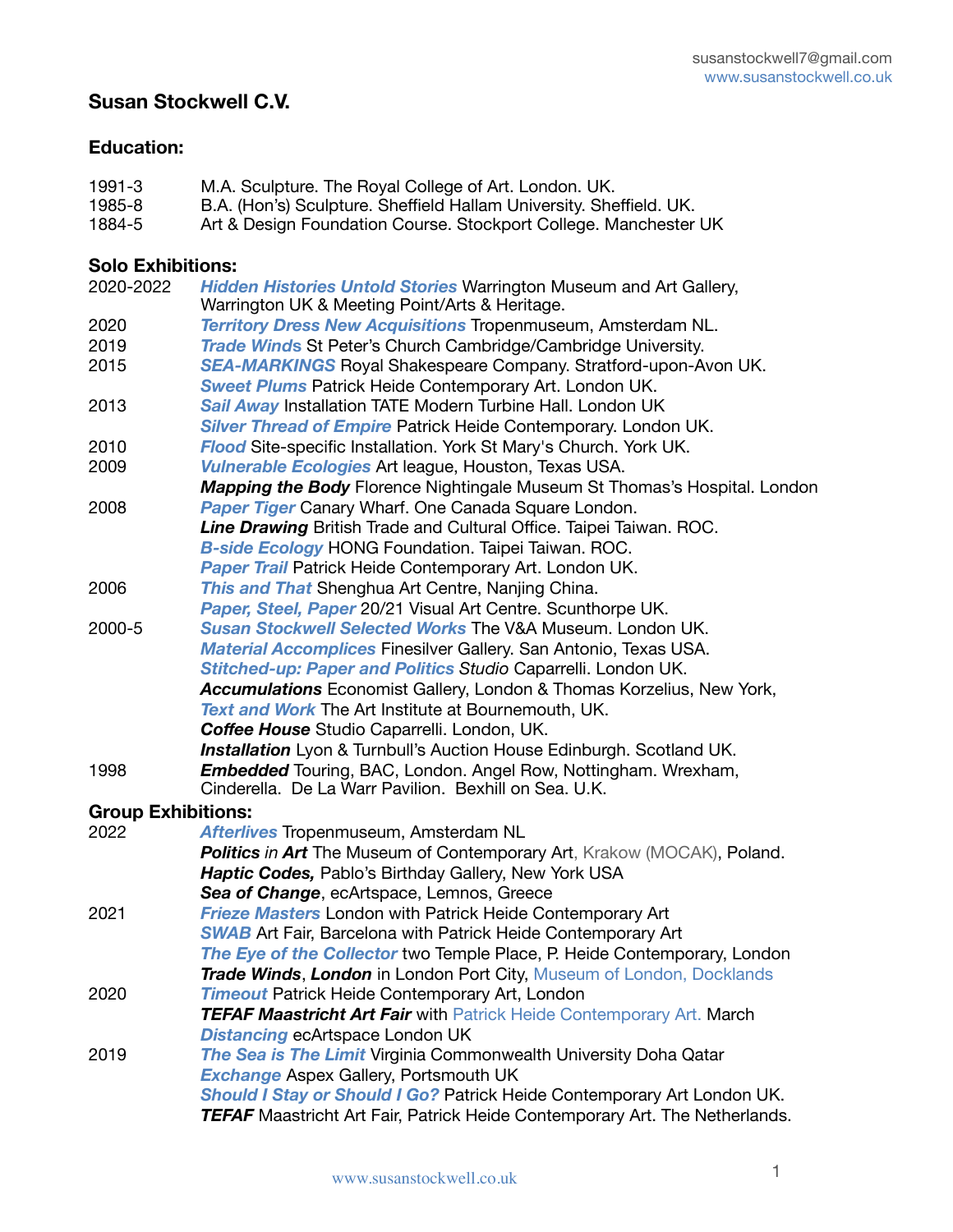susanstockwell7@gmail.com
www.susanstockwell.co.uk

# Susan Stockwell C.V.

## Education:

| | |
|---|---|
| 1991-3 | M.A. Sculpture. The Royal College of Art. London. UK. |
| 1985-8 | B.A. (Hon's) Sculpture. Sheffield Hallam University. Sheffield. UK. |
| 1884-5 | Art & Design Foundation Course. Stockport College. Manchester UK |

## Solo Exhibitions:

| | |
|---|---|
| 2020-2022 | ***Hidden Histories Untold Stories*** Warrington Museum and Art Gallery, Warrington UK & Meeting Point/Arts & Heritage. |
| 2020 | ***Territory Dress New Acquisitions*** Tropenmuseum, Amsterdam NL. |
| 2019 | ***Trade Winds*** St Peter's Church Cambridge/Cambridge University. |
| 2015 | ***SEA-MARKINGS*** Royal Shakespeare Company. Stratford-upon-Avon UK. |
| | ***Sweet Plums*** Patrick Heide Contemporary Art. London UK. |
| 2013 | ***Sail Away*** Installation TATE Modern Turbine Hall. London UK |
| | ***Silver Thread of Empire*** Patrick Heide Contemporary. London UK. |
| 2010 | ***Flood*** Site-specific Installation. York St Mary's Church. York UK. |
| 2009 | ***Vulnerable Ecologies*** Art league, Houston, Texas USA. |
| | ***Mapping the Body*** Florence Nightingale Museum St Thomas's Hospital. London |
| 2008 | ***Paper Tiger*** Canary Wharf. One Canada Square London. |
| | ***Line Drawing*** British Trade and Cultural Office. Taipei Taiwan. ROC. |
| | ***B-side Ecology*** HONG Foundation. Taipei Taiwan. ROC. |
| | ***Paper Trail*** Patrick Heide Contemporary Art. London UK. |
| 2006 | ***This and That*** Shenghua Art Centre, Nanjing China. |
| | ***Paper, Steel, Paper*** 20/21 Visual Art Centre. Scunthorpe UK. |
| 2000-5 | ***Susan Stockwell Selected Works*** The V&A Museum. London UK. |
| | ***Material Accomplices*** Finesilver Gallery. San Antonio, Texas USA. |
| | ***Stitched-up: Paper and Politics*** *Studio* Caparrelli. London UK. |
| | ***Accumulations*** Economist Gallery, London & Thomas Korzelius, New York, |
| | ***Text and Work*** The Art Institute at Bournemouth, UK. |
| | ***Coffee House*** Studio Caparrelli. London, UK. |
| | ***Installation*** Lyon & Turnbull's Auction House Edinburgh. Scotland UK. |
| 1998 | ***Embedded*** Touring, BAC, London. Angel Row, Nottingham. Wrexham, Cinderella. De La Warr Pavilion. Bexhill on Sea. U.K. |

## Group Exhibitions:

| | |
|---|---|
| 2022 | ***Afterlives*** Tropenmuseum, Amsterdam NL |
| | ***Politics** in **Art*** The Museum of Contemporary Art, Krakow (MOCAK), Poland. |
| | ***Haptic Codes,*** Pablo's Birthday Gallery, New York USA |
| | ***Sea of Change***, ecArtspace, Lemnos, Greece |
| 2021 | ***Frieze Masters*** London with Patrick Heide Contemporary Art |
| | ***SWAB*** Art Fair, Barcelona with Patrick Heide Contemporary Art |
| | ***The Eye of the Collector*** two Temple Place, P. Heide Contemporary, London |
| | ***Trade Winds*, *London*** in London Port City, Museum of London, Docklands |
| 2020 | ***Timeout*** Patrick Heide Contemporary Art, London |
| | ***TEFAF Maastricht Art Fair*** with Patrick Heide Contemporary Art. March |
| | ***Distancing*** ecArtspace London UK |
| 2019 | ***The Sea is The Limit*** Virginia Commonwealth University Doha Qatar |
| | ***Exchange*** Aspex Gallery, Portsmouth UK |
| | ***Should I Stay or Should I Go?*** Patrick Heide Contemporary Art London UK. |
| | ***TEFAF*** Maastricht Art Fair, Patrick Heide Contemporary Art. The Netherlands. |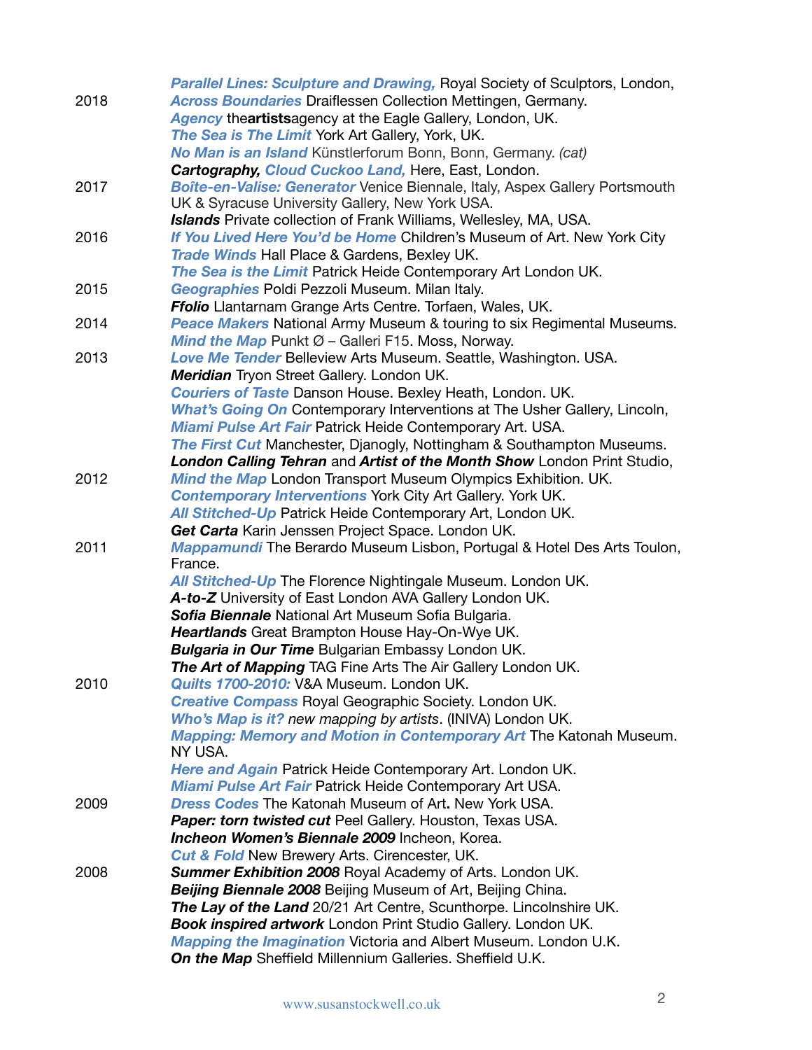| | |
|---|---|
| | ***Parallel Lines: Sculpture and Drawing,*** Royal Society of Sculptors, London, |
| 2018 | ***Across Boundaries*** Draiflessen Collection Mettingen, Germany. |
| | ***Agency*** the**artists**agency at the Eagle Gallery, London, UK. |
| | ***The Sea is The Limit*** York Art Gallery, York, UK. |
| | ***No Man is an Island*** Künstlerforum Bonn, Bonn, Germany. *(cat)* |
| | ***Cartography, Cloud Cuckoo Land,*** Here, East, London. |
| 2017 | ***Boîte-en-Valise: Generator*** Venice Biennale, Italy, Aspex Gallery Portsmouth UK & Syracuse University Gallery, New York USA. |
| | ***Islands*** Private collection of Frank Williams, Wellesley, MA, USA. |
| 2016 | ***If You Lived Here You'd be Home*** Children's Museum of Art. New York City |
| | ***Trade Winds*** Hall Place & Gardens, Bexley UK. |
| | ***The Sea is the Limit*** Patrick Heide Contemporary Art London UK. |
| 2015 | ***Geographies*** Poldi Pezzoli Museum. Milan Italy. |
| | ***Ffolio*** Llantarnam Grange Arts Centre. Torfaen, Wales, UK. |
| 2014 | ***Peace Makers*** National Army Museum & touring to six Regimental Museums. |
| | ***Mind the Map*** Punkt Ø – Galleri F15. Moss, Norway. |
| 2013 | ***Love Me Tender*** Belleview Arts Museum. Seattle, Washington. USA. |
| | ***Meridian*** Tryon Street Gallery. London UK. |
| | ***Couriers of Taste*** Danson House. Bexley Heath, London. UK. |
| | ***What's Going On*** Contemporary Interventions at The Usher Gallery, Lincoln, |
| | ***Miami Pulse Art Fair*** Patrick Heide Contemporary Art. USA. |
| | ***The First Cut*** Manchester, Djanogly, Nottingham & Southampton Museums. |
| | ***London Calling Tehran*** and ***Artist of the Month Show*** London Print Studio, |
| 2012 | ***Mind the Map*** London Transport Museum Olympics Exhibition. UK. |
| | ***Contemporary Interventions*** York City Art Gallery. York UK. |
| | ***All Stitched-Up*** Patrick Heide Contemporary Art, London UK. |
| | ***Get Carta*** Karin Jenssen Project Space. London UK. |
| 2011 | ***Mappamundi*** The Berardo Museum Lisbon, Portugal & Hotel Des Arts Toulon, France. |
| | ***All Stitched-Up*** The Florence Nightingale Museum. London UK. |
| | ***A-to-Z*** University of East London AVA Gallery London UK. |
| | ***Sofia Biennale*** National Art Museum Sofia Bulgaria. |
| | ***Heartlands*** Great Brampton House Hay-On-Wye UK. |
| | ***Bulgaria in Our Time*** Bulgarian Embassy London UK. |
| | ***The Art of Mapping*** TAG Fine Arts The Air Gallery London UK. |
| 2010 | ***Quilts 1700-2010:*** V&A Museum. London UK. |
| | ***Creative Compass*** Royal Geographic Society. London UK. |
| | ***Who's Map is it?*** *new mapping by artists*. (INIVA) London UK. |
| | ***Mapping: Memory and Motion in Contemporary Art*** The Katonah Museum. NY USA. |
| | ***Here and Again*** Patrick Heide Contemporary Art. London UK. |
| | ***Miami Pulse Art Fair*** Patrick Heide Contemporary Art USA. |
| 2009 | ***Dress Codes*** The Katonah Museum of Art**.** New York USA. |
| | ***Paper: torn twisted cut*** Peel Gallery. Houston, Texas USA. |
| | ***Incheon Women's Biennale 2009*** Incheon, Korea. |
| | ***Cut & Fold*** New Brewery Arts. Cirencester, UK. |
| 2008 | ***Summer Exhibition 2008*** Royal Academy of Arts. London UK. |
| | ***Beijing Biennale 2008*** Beijing Museum of Art, Beijing China. |
| | ***The Lay of the Land*** 20/21 Art Centre, Scunthorpe. Lincolnshire UK. |
| | ***Book inspired artwork*** London Print Studio Gallery. London UK. |
| | ***Mapping the Imagination*** Victoria and Albert Museum. London U.K. |
| | ***On the Map*** Sheffield Millennium Galleries. Sheffield U.K. |

www.susanstockwell.co.uk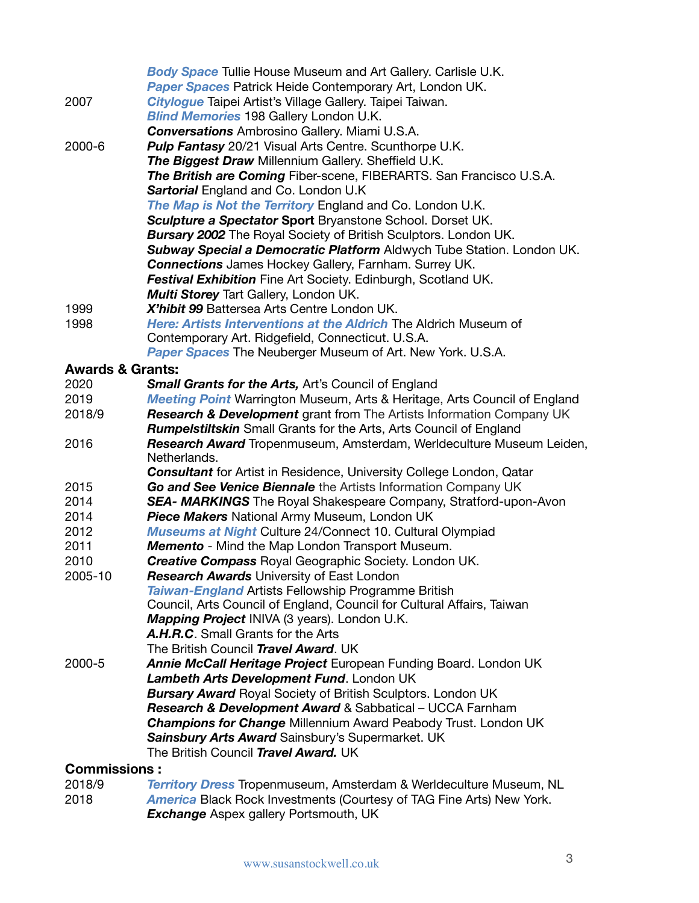| | |
|---|---|
| | ***Body Space*** Tullie House Museum and Art Gallery. Carlisle U.K. |
| | ***Paper Spaces*** Patrick Heide Contemporary Art, London UK. |
| 2007 | ***Citylogue*** Taipei Artist's Village Gallery. Taipei Taiwan. |
| | ***Blind Memories*** 198 Gallery London U.K. |
| | ***Conversations*** Ambrosino Gallery. Miami U.S.A. |
| 2000-6 | ***Pulp Fantasy*** 20/21 Visual Arts Centre. Scunthorpe U.K. |
| | ***The Biggest Draw*** Millennium Gallery. Sheffield U.K. |
| | ***The British are Coming*** Fiber-scene, FIBERARTS. San Francisco U.S.A. |
| | ***Sartorial*** England and Co. London U.K |
| | ***The Map is Not the Territory*** England and Co. London U.K. |
| | ***Sculpture a Spectator* Sport** Bryanstone School. Dorset UK. |
| | ***Bursary 2002*** The Royal Society of British Sculptors. London UK. |
| | ***Subway Special a Democratic Platform*** Aldwych Tube Station. London UK. |
| | ***Connections*** James Hockey Gallery, Farnham. Surrey UK. |
| | ***Festival Exhibition*** Fine Art Society. Edinburgh, Scotland UK. |
| | ***Multi Storey*** Tart Gallery, London UK. |
| 1999 | ***X'hibit 99*** Battersea Arts Centre London UK. |
| 1998 | ***Here: Artists Interventions at the Aldrich*** The Aldrich Museum of Contemporary Art. Ridgefield, Connecticut. U.S.A. |
| | ***Paper Spaces*** The Neuberger Museum of Art. New York. U.S.A. |

**Awards & Grants:**

| | |
|---|---|
| 2020 | ***Small Grants for the Arts,*** Art's Council of England |
| 2019 | ***Meeting Point*** Warrington Museum, Arts & Heritage, Arts Council of England |
| 2018/9 | ***Research & Development*** grant from The Artists Information Company UK |
| | ***Rumpelstiltskin*** Small Grants for the Arts, Arts Council of England |
| 2016 | ***Research Award*** Tropenmuseum, Amsterdam, Werldeculture Museum Leiden, Netherlands. |
| | ***Consultant*** for Artist in Residence, University College London, Qatar |
| 2015 | ***Go and See Venice Biennale*** the Artists Information Company UK |
| 2014 | ***SEA- MARKINGS*** The Royal Shakespeare Company, Stratford-upon-Avon |
| 2014 | ***Piece Makers*** National Army Museum, London UK |
| 2012 | ***Museums at Night*** Culture 24/Connect 10. Cultural Olympiad |
| 2011 | ***Memento*** - Mind the Map London Transport Museum. |
| 2010 | ***Creative Compass*** Royal Geographic Society. London UK. |
| 2005-10 | ***Research Awards*** University of East London |
| | ***Taiwan-England*** Artists Fellowship Programme British Council, Arts Council of England, Council for Cultural Affairs, Taiwan |
| | ***Mapping Project*** INIVA (3 years). London U.K. |
| | ***A.H.R.C***. Small Grants for the Arts |
| | The British Council ***Travel Award***. UK |
| 2000-5 | ***Annie McCall Heritage Project*** European Funding Board. London UK |
| | ***Lambeth Arts Development Fund***. London UK |
| | ***Bursary Award*** Royal Society of British Sculptors. London UK |
| | ***Research & Development Award*** & Sabbatical – UCCA Farnham |
| | ***Champions for Change*** Millennium Award Peabody Trust. London UK |
| | ***Sainsbury Arts Award*** Sainsbury's Supermarket. UK |
| | The British Council ***Travel Award.*** UK |

**Commissions :**

| | |
|---|---|
| 2018/9 | ***Territory Dress*** Tropenmuseum, Amsterdam & Werldeculture Museum, NL |
| 2018 | ***America*** Black Rock Investments (Courtesy of TAG Fine Arts) New York. |
| | ***Exchange*** Aspex gallery Portsmouth, UK |

www.susanstockwell.co.uk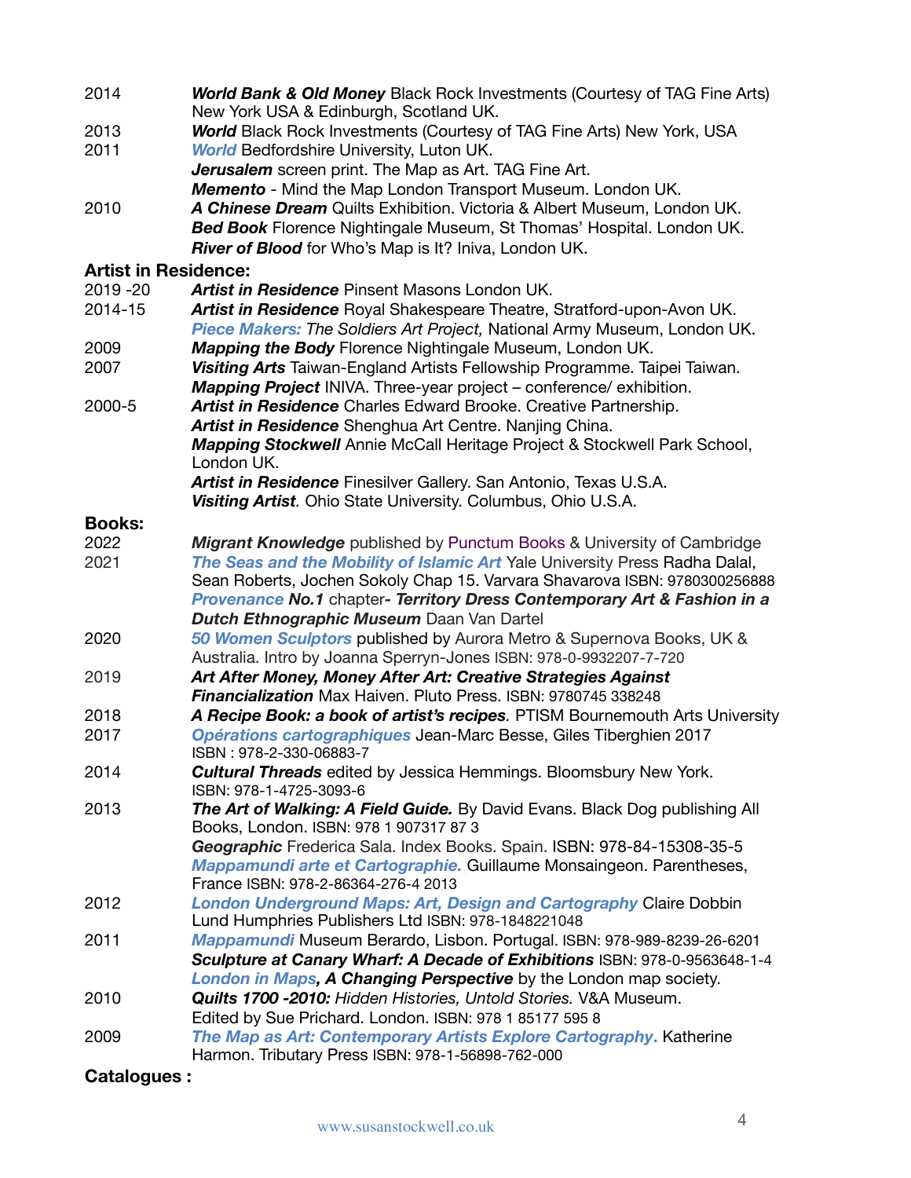2014 ***World Bank & Old Money*** Black Rock Investments (Courtesy of TAG Fine Arts) New York USA & Edinburgh, Scotland UK.

2013 ***World*** Black Rock Investments (Courtesy of TAG Fine Arts) New York, USA

2011 ***World*** Bedfordshire University, Luton UK.
***Jerusalem*** screen print. The Map as Art. TAG Fine Art.
***Memento*** - Mind the Map London Transport Museum. London UK.

2010 ***A Chinese Dream*** Quilts Exhibition. Victoria & Albert Museum, London UK.
***Bed Book*** Florence Nightingale Museum, St Thomas' Hospital. London UK.
***River of Blood*** for Who's Map is It? Iniva, London UK.

**Artist in Residence:**

2019 -20 ***Artist in Residence*** Pinsent Masons London UK.

2014-15 ***Artist in Residence*** Royal Shakespeare Theatre, Stratford-upon-Avon UK.
***Piece Makers:*** *The Soldiers Art Project,* National Army Museum, London UK.

2009 ***Mapping the Body*** Florence Nightingale Museum, London UK.

2007 ***Visiting Arts*** Taiwan-England Artists Fellowship Programme. Taipei Taiwan.
***Mapping Project*** INIVA. Three-year project – conference/ exhibition.

2000-5 ***Artist in Residence*** Charles Edward Brooke. Creative Partnership.
***Artist in Residence*** Shenghua Art Centre. Nanjing China.
***Mapping Stockwell*** Annie McCall Heritage Project & Stockwell Park School, London UK.
***Artist in Residence*** Finesilver Gallery. San Antonio, Texas U.S.A.
***Visiting Artist***. Ohio State University. Columbus, Ohio U.S.A.

**Books:**

2022 ***Migrant Knowledge*** published by Punctum Books & University of Cambridge

2021 ***The Seas and the Mobility of Islamic Art*** Yale University Press Radha Dalal, Sean Roberts, Jochen Sokoly Chap 15. Varvara Shavarova ISBN: 9780300256888
***Provenance No.1*** chapter- ***Territory Dress Contemporary Art & Fashion in a Dutch Ethnographic Museum*** Daan Van Dartel

2020 ***50 Women Sculptors*** published by Aurora Metro & Supernova Books, UK & Australia. Intro by Joanna Sperryn-Jones ISBN: 978-0-9932207-7-720

2019 ***Art After Money, Money After Art: Creative Strategies Against Financialization*** Max Haiven. Pluto Press. ISBN: 9780745 338248

2018 ***A Recipe Book: a book of artist's recipes.*** PTISM Bournemouth Arts University

2017 ***Opérations cartographiques*** Jean-Marc Besse, Giles Tiberghien 2017 ISBN : 978-2-330-06883-7

2014 ***Cultural Threads*** edited by Jessica Hemmings. Bloomsbury New York. ISBN: 978-1-4725-3093-6

2013 ***The Art of Walking: A Field Guide.*** By David Evans. Black Dog publishing All Books, London. ISBN: 978 1 907317 87 3
***Geographic*** Frederica Sala. Index Books. Spain. ISBN: 978-84-15308-35-5
***Mappamundi arte et Cartographie.*** Guillaume Monsaingeon. Parentheses, France ISBN: 978-2-86364-276-4 2013

2012 ***London Underground Maps: Art, Design and Cartography*** Claire Dobbin Lund Humphries Publishers Ltd ISBN: 978-1848221048

2011 ***Mappamundi*** Museum Berardo, Lisbon. Portugal. ISBN: 978-989-8239-26-6201
***Sculpture at Canary Wharf: A Decade of Exhibitions*** ISBN: 978-0-9563648-1-4
***London in Maps, A Changing Perspective*** by the London map society.

2010 ***Quilts 1700 -2010:*** *Hidden Histories, Untold Stories.* V&A Museum. Edited by Sue Prichard. London. ISBN: 978 1 85177 595 8

2009 ***The Map as Art: Contemporary Artists Explore Cartography***. Katherine Harmon. Tributary Press ISBN: 978-1-56898-762-000

**Catalogues :**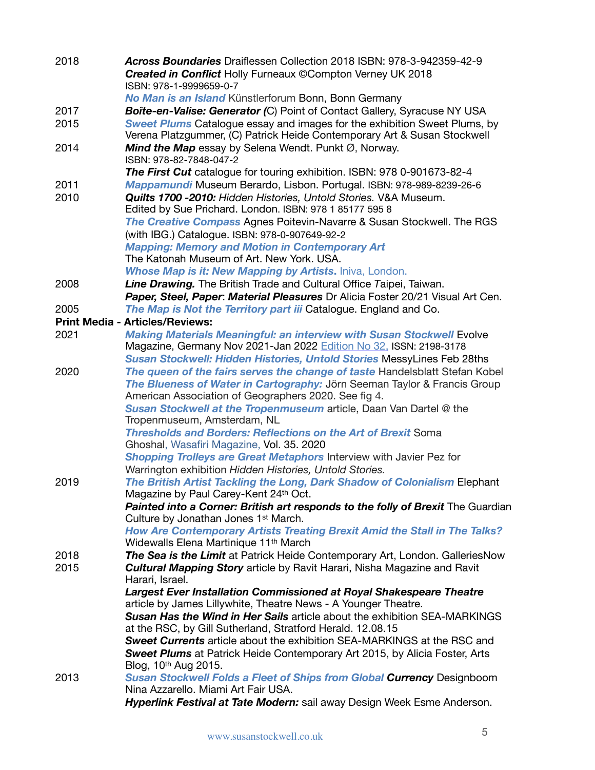2018 ***Across Boundaries*** Draiflessen Collection 2018 ISBN: 978-3-942359-42-9
***Created in Conflict*** Holly Furneaux ©Compton Verney UK 2018
ISBN: 978-1-9999659-0-7
***No Man is an Island*** Künstlerforum Bonn, Bonn Germany

2017 ***Boîte-en-Valise: Generator (***C) Point of Contact Gallery, Syracuse NY USA

2015 ***Sweet Plums*** Catalogue essay and images for the exhibition Sweet Plums, by Verena Platzgummer, (C) Patrick Heide Contemporary Art & Susan Stockwell

2014 ***Mind the Map*** essay by Selena Wendt. Punkt Ø, Norway.
ISBN: 978-82-7848-047-2
***The First Cut*** catalogue for touring exhibition. ISBN: 978 0-901673-82-4

2011 ***Mappamundi*** Museum Berardo, Lisbon. Portugal. ISBN: 978-989-8239-26-6

2010 ***Quilts 1700 -2010:*** *Hidden Histories, Untold Stories.* V&A Museum.
Edited by Sue Prichard. London. ISBN: 978 1 85177 595 8
***The Creative Compass*** Agnes Poitevin-Navarre & Susan Stockwell. The RGS (with IBG.) Catalogue. ISBN: 978-0-907649-92-2
***Mapping: Memory and Motion in Contemporary Art***
The Katonah Museum of Art. New York. USA.
***Whose Map is it: New Mapping by Artists.*** Iniva, London.

2008 ***Line Drawing.*** The British Trade and Cultural Office *T*aipei, Taiwan.
***Paper, Steel, Paper***: ***Material Pleasures*** Dr Alicia Foster 20/21 Visual Art Cen.

2005 ***The Map is Not the Territory part iii*** Catalogue. England and Co.

**Print Media - Articles/Reviews:**

2021 ***Making Materials Meaningful: an interview with Susan Stockwell*** Evolve Magazine, Germany Nov 2021-Jan 2022 Edition No 32, ISSN: 2198-3178
***Susan Stockwell: Hidden Histories, Untold Stories*** MessyLines Feb 28ths

2020 ***The queen of the fairs serves the change of taste*** Handelsblatt Stefan Kobel
***The Blueness of Water in Cartography:*** Jörn Seeman Taylor & Francis Group American Association of Geographers 2020. See fig 4.
***Susan Stockwell at the Tropenmuseum*** article, Daan Van Dartel @ the Tropenmuseum, Amsterdam, NL
***Thresholds and Borders: Reflections on the Art of Brexit*** Soma Ghoshal, Wasafiri Magazine, Vol. 35. 2020
***Shopping Trolleys are Great Metaphors*** Interview with Javier Pez for Warrington exhibition *Hidden Histories, Untold Stories.*

2019 ***The British Artist Tackling the Long, Dark Shadow of Colonialism*** Elephant Magazine by Paul Carey-Kent 24th Oct.
***Painted into a Corner: British art responds to the folly of Brexit*** The Guardian Culture by Jonathan Jones 1st March.
***How Are Contemporary Artists Treating Brexit Amid the Stall in The Talks?*** Widewalls Elena Martinique 11th March

2018 ***The Sea is the Limit*** at Patrick Heide Contemporary Art, London. GalleriesNow

2015 ***Cultural Mapping Story*** article by Ravit Harari, Nisha Magazine and Ravit Harari, Israel.
***Largest Ever Installation Commissioned at Royal Shakespeare Theatre*** article by James Lillywhite, Theatre News - A Younger Theatre.
***Susan Has the Wind in Her Sails*** article about the exhibition SEA-MARKINGS at the RSC, by Gill Sutherland, Stratford Herald. 12.08.15
***Sweet Currents*** article about the exhibition SEA-MARKINGS at the RSC and ***Sweet Plums*** at Patrick Heide Contemporary Art 2015, by Alicia Foster, Arts Blog, 10th Aug 2015.

2013 ***Susan Stockwell Folds a Fleet of Ships from Global Currency*** Designboom Nina Azzarello. Miami Art Fair USA.
***Hyperlink Festival at Tate Modern:*** sail away Design Week Esme Anderson.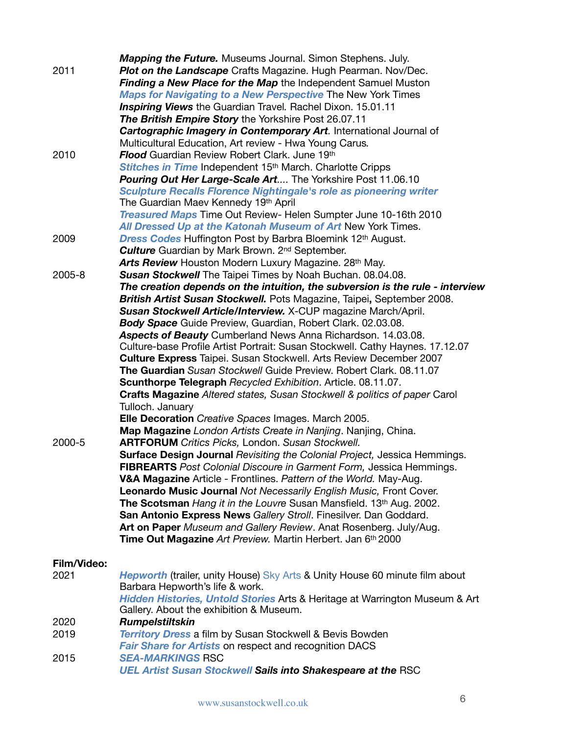| | |
|---|---|
| | ***Mapping the Future.*** Museums Journal. Simon Stephens. July. |
| 2011 | ***Plot on the Landscape*** Crafts Magazine. Hugh Pearman. Nov/Dec. |
| | ***Finding a New Place for the Map*** the Independent Samuel Muston |
| | ***Maps for Navigating to a New Perspective*** The New York Times |
| | ***Inspiring Views*** the Guardian Travel*.* Rachel Dixon. 15.01.11 |
| | ***The British Empire Story*** the Yorkshire Post 26.07.11 |
| | ***Cartographic Imagery in Contemporary Art****.* International Journal of Multicultural Education, Art review - Hwa Young Carus. |
| 2010 | ***Flood*** Guardian Review Robert Clark. June 19th |
| | ***Stitches in Time*** Independent 15th March. Charlotte Cripps |
| | ***Pouring Out Her Large-Scale Art****....* The Yorkshire Post 11.06.10 |
| | ***Sculpture Recalls Florence Nightingale's role as pioneering writer*** The Guardian Maev Kennedy 19th April |
| | ***Treasured Maps*** Time Out Review- Helen Sumpter June 10-16th 2010 |
| | ***All Dressed Up at the Katonah Museum of Art*** New York Times. |
| 2009 | ***Dress Codes*** Huffington Post by Barbra Bloemink 12th August. |
| | ***Culture*** Guardian by Mark Brown. 2nd September. |
| | ***Arts Review*** Houston Modern Luxury Magazine. 28th May. |
| 2005-8 | ***Susan Stockwell*** The Taipei Times by Noah Buchan. 08.04.08. |
| | ***The creation depends on the intuition, the subversion is the rule - interview British Artist Susan Stockwell.*** Pots Magazine, Taipei**,** September 2008. |
| | ***Susan Stockwell Article/Interview.*** X-CUP magazine March/April. |
| | ***Body Space*** Guide Preview, Guardian, Robert Clark. 02.03.08. |
| | ***Aspects of Beauty*** Cumberland News Anna Richardson. 14.03.08. |
| | Culture-base Profile Artist Portrait: Susan Stockwell. Cathy Haynes. 17.12.07 |
| | **Culture Express** Taipei. Susan Stockwell. Arts Review December 2007 |
| | **The Guardian** *Susan Stockwell* Guide Preview. Robert Clark. 08.11.07 |
| | **Scunthorpe Telegraph** *Recycled Exhibition*. Article. 08.11.07. |
| | **Crafts Magazine** *Altered states, Susan Stockwell & politics of paper* Carol Tulloch. January |
| | **Elle Decoration** *Creative Spaces* Images. March 2005. |
| | **Map Magazine** *London Artists Create in Nanjing*. Nanjing, China. |
| 2000-5 | **ARTFORUM** *Critics Picks,* London. *Susan Stockwell.* |
| | **Surface Design Journal** *Revisiting the Colonial Project,* Jessica Hemmings. |
| | **FIBREARTS** *Post Colonial Discoure in Garment Form,* Jessica Hemmings. |
| | **V&A Magazine** Article - Frontlines. *Pattern of the World.* May-Aug. |
| | **Leonardo Music Journal** *Not Necessarily English Music,* Front Cover. |
| | **The Scotsman** *Hang it in the Louvre* Susan Mansfield. 13th Aug. 2002. |
| | **San Antonio Express News** *Gallery Stroll*. Finesilver. Dan Goddard. |
| | **Art on Paper** *Museum and Gallery Review*. Anat Rosenberg. July/Aug. |
| | **Time Out Magazine** *Art Preview.* Martin Herbert. Jan 6th 2000 |

**Film/Video:**

| | |
|---|---|
| 2021 | ***Hepworth*** (trailer, unity House) Sky Arts & Unity House 60 minute film about Barbara Hepworth's life & work. |
| | ***Hidden Histories, Untold Stories*** Arts & Heritage at Warrington Museum & Art Gallery. About the exhibition & Museum. |
| 2020 | ***Rumpelstiltskin*** |
| 2019 | ***Territory Dress*** a film by Susan Stockwell & Bevis Bowden |
| | ***Fair Share for Artists*** on respect and recognition DACS |
| 2015 | ***SEA-MARKINGS*** RSC |
| | ***UEL Artist Susan Stockwell Sails into Shakespeare at the*** RSC |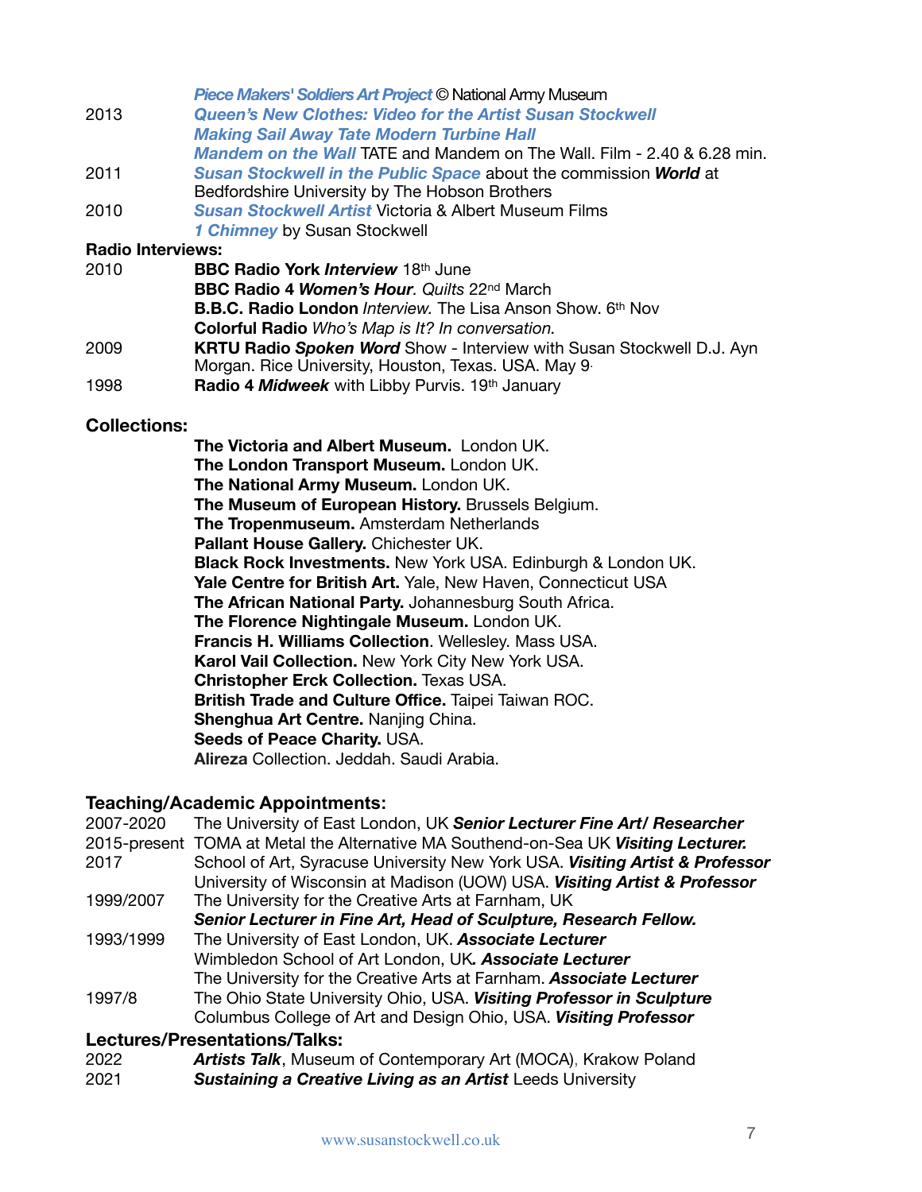*Piece Makers' Soldiers Art Project* © National Army Museum

2013 ***Queen's New Clothes: Video for the Artist Susan Stockwell***
***Making Sail Away Tate Modern Turbine Hall***
***Mandem on the Wall*** TATE and Mandem on The Wall. Film - 2.40 & 6.28 min.

2011 ***Susan Stockwell in the Public Space*** about the commission ***World*** at Bedfordshire University by The Hobson Brothers

2010 ***Susan Stockwell Artist*** Victoria & Albert Museum Films
***1 Chimney*** by Susan Stockwell

**Radio Interviews:**

2010 **BBC Radio York *Interview*** 18th June
**BBC Radio 4 *Women's Hour.*** *Quilts* 22nd March
**B.B.C. Radio London** *Interview.* The Lisa Anson Show. 6th Nov
**Colorful Radio** *Who's Map is It? In conversation.*

2009 **KRTU Radio *Spoken Word*** Show - Interview with Susan Stockwell D.J. Ayn Morgan. Rice University, Houston, Texas. USA. May 9.

1998 **Radio 4 *Midweek*** with Libby Purvis. 19th January

**Collections:**

**The Victoria and Albert Museum.** London UK.
**The London Transport Museum.** London UK.
**The National Army Museum.** London UK.
**The Museum of European History.** Brussels Belgium.
**The Tropenmuseum.** Amsterdam Netherlands
**Pallant House Gallery.** Chichester UK.
**Black Rock Investments.** New York USA. Edinburgh & London UK.
**Yale Centre for British Art.** Yale, New Haven, Connecticut USA
**The African National Party.** Johannesburg South Africa.
**The Florence Nightingale Museum.** London UK.
**Francis H. Williams Collection**. Wellesley. Mass USA.
**Karol Vail Collection.** New York City New York USA.
**Christopher Erck Collection.** Texas USA.
**British Trade and Culture Office.** Taipei Taiwan ROC.
**Shenghua Art Centre.** Nanjing China.
**Seeds of Peace Charity.** USA.
**Alireza** Collection. Jeddah. Saudi Arabia.

**Teaching/Academic Appointments:**

2007-2020 The University of East London, UK ***Senior Lecturer Fine Art/ Researcher***

2015-present TOMA at Metal the Alternative MA Southend-on-Sea UK ***Visiting Lecturer.***

2017 School of Art, Syracuse University New York USA. ***Visiting Artist & Professor***
University of Wisconsin at Madison (UOW) USA. ***Visiting Artist & Professor***

1999/2007 The University for the Creative Arts at Farnham, UK
***Senior Lecturer in Fine Art, Head of Sculpture, Research Fellow.***

1993/1999 The University of East London, UK. ***Associate Lecturer***
Wimbledon School of Art London, UK***. Associate Lecturer***
The University for the Creative Arts at Farnham. ***Associate Lecturer***

1997/8 The Ohio State University Ohio, USA. ***Visiting Professor in Sculpture***
Columbus College of Art and Design Ohio, USA. ***Visiting Professor***

**Lectures/Presentations/Talks:**

2022 ***Artists Talk***, Museum of Contemporary Art (MOCA), Krakow Poland

2021 ***Sustaining a Creative Living as an Artist*** Leeds University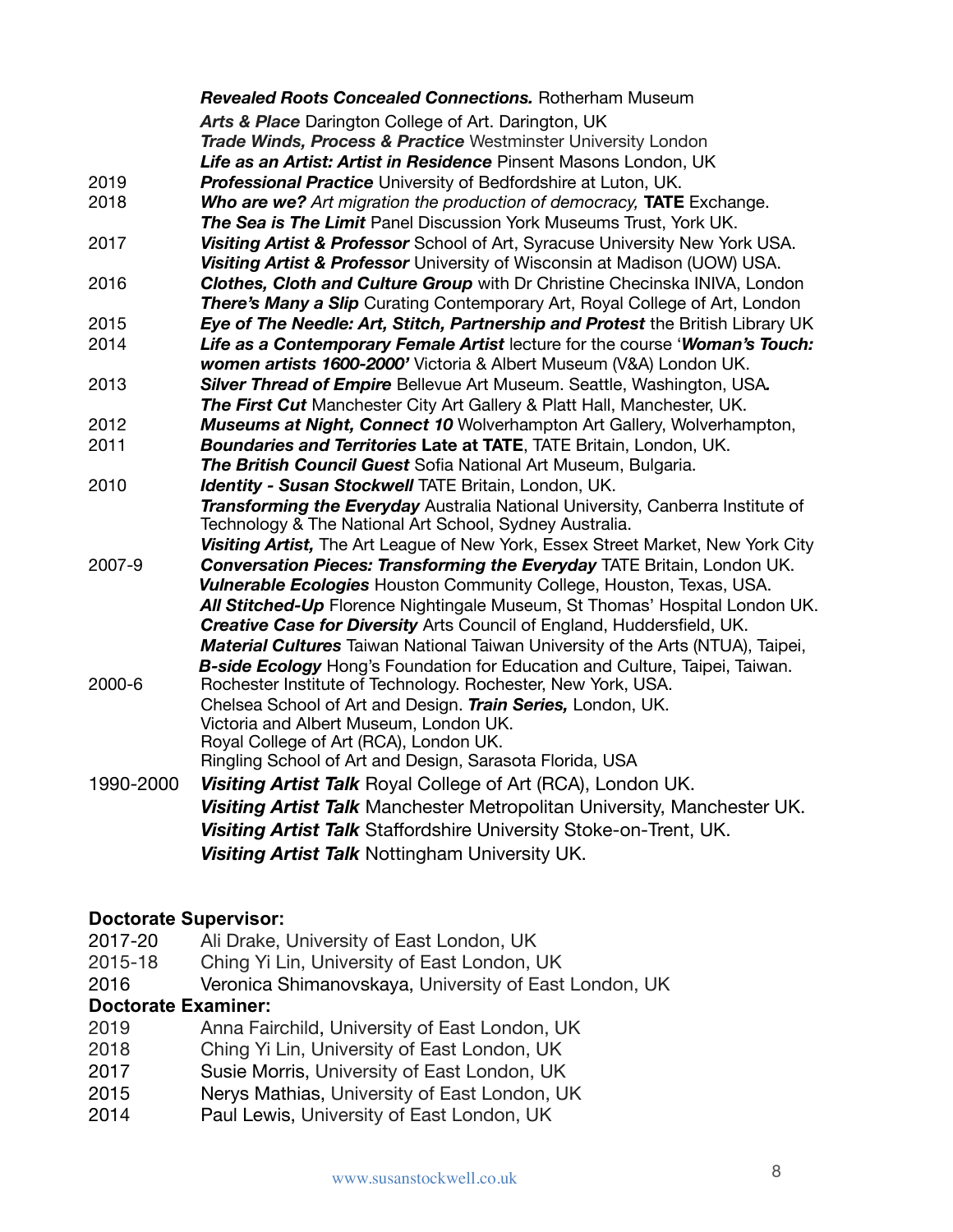| | |
|---|---|
| | ***Revealed Roots Concealed Connections.*** Rotherham Museum |
| | ***Arts & Place*** Darington College of Art. Darington, UK |
| | ***Trade Winds, Process & Practice*** Westminster University London |
| | ***Life as an Artist: Artist in Residence*** Pinsent Masons London, UK |
| 2019 | ***Professional Practice*** University of Bedfordshire at Luton, UK. |
| 2018 | ***Who are we?*** *Art migration the production of democracy,* **TATE** Exchange. |
| | ***The Sea is The Limit*** Panel Discussion York Museums Trust, York UK. |
| 2017 | ***Visiting Artist & Professor*** School of Art, Syracuse University New York USA. |
| | ***Visiting Artist & Professor*** University of Wisconsin at Madison (UOW) USA. |
| 2016 | ***Clothes, Cloth and Culture Group*** with Dr Christine Checinska INIVA, London |
| | ***There's Many a Slip*** Curating Contemporary Art, Royal College of Art, London |
| 2015 | ***Eye of The Needle: Art, Stitch, Partnership and Protest*** the British Library UK |
| 2014 | ***Life as a Contemporary Female Artist*** lecture for the course '***Woman's Touch: women artists 1600-2000'*** Victoria & Albert Museum (V&A) London UK. |
| 2013 | ***Silver Thread of Empire*** Bellevue Art Museum. Seattle, Washington, USA. |
| | ***The First Cut*** Manchester City Art Gallery & Platt Hall, Manchester, UK. |
| 2012 | ***Museums at Night, Connect 10*** Wolverhampton Art Gallery, Wolverhampton, |
| 2011 | ***Boundaries and Territories*** **Late at TATE**, TATE Britain, London, UK. |
| | ***The British Council Guest*** Sofia National Art Museum, Bulgaria. |
| 2010 | ***Identity - Susan Stockwell*** TATE Britain, London, UK. |
| | ***Transforming the Everyday*** Australia National University, Canberra Institute of Technology & The National Art School, Sydney Australia. |
| | ***Visiting Artist,*** The Art League of New York, Essex Street Market, New York City |
| 2007-9 | ***Conversation Pieces: Transforming the Everyday*** TATE Britain, London UK. |
| | ***Vulnerable Ecologies*** Houston Community College, Houston, Texas, USA. |
| | ***All Stitched-Up*** Florence Nightingale Museum, St Thomas' Hospital London UK. |
| | ***Creative Case for Diversity*** Arts Council of England, Huddersfield, UK. |
| | ***Material Cultures*** Taiwan National Taiwan University of the Arts (NTUA), Taipei, |
| | ***B-side Ecology*** Hong's Foundation for Education and Culture, Taipei, Taiwan. |
| 2000-6 | Rochester Institute of Technology. Rochester, New York, USA. |
| | Chelsea School of Art and Design. ***Train Series,*** London, UK. |
| | Victoria and Albert Museum, London UK. |
| | Royal College of Art (RCA), London UK. |
| | Ringling School of Art and Design, Sarasota Florida, USA |
| 1990-2000 | ***Visiting Artist Talk*** Royal College of Art (RCA), London UK. |
| | ***Visiting Artist Talk*** Manchester Metropolitan University, Manchester UK. |
| | ***Visiting Artist Talk*** Staffordshire University Stoke-on-Trent, UK. |
| | ***Visiting Artist Talk*** Nottingham University UK. |

**Doctorate Supervisor:**

| | |
|---|---|
| 2017-20 | Ali Drake, University of East London, UK |
| 2015-18 | Ching Yi Lin, University of East London, UK |
| 2016 | Veronica Shimanovskaya, University of East London, UK |

**Doctorate Examiner:**

| | |
|---|---|
| 2019 | Anna Fairchild, University of East London, UK |
| 2018 | Ching Yi Lin, University of East London, UK |
| 2017 | Susie Morris, University of East London, UK |
| 2015 | Nerys Mathias, University of East London, UK |
| 2014 | Paul Lewis, University of East London, UK |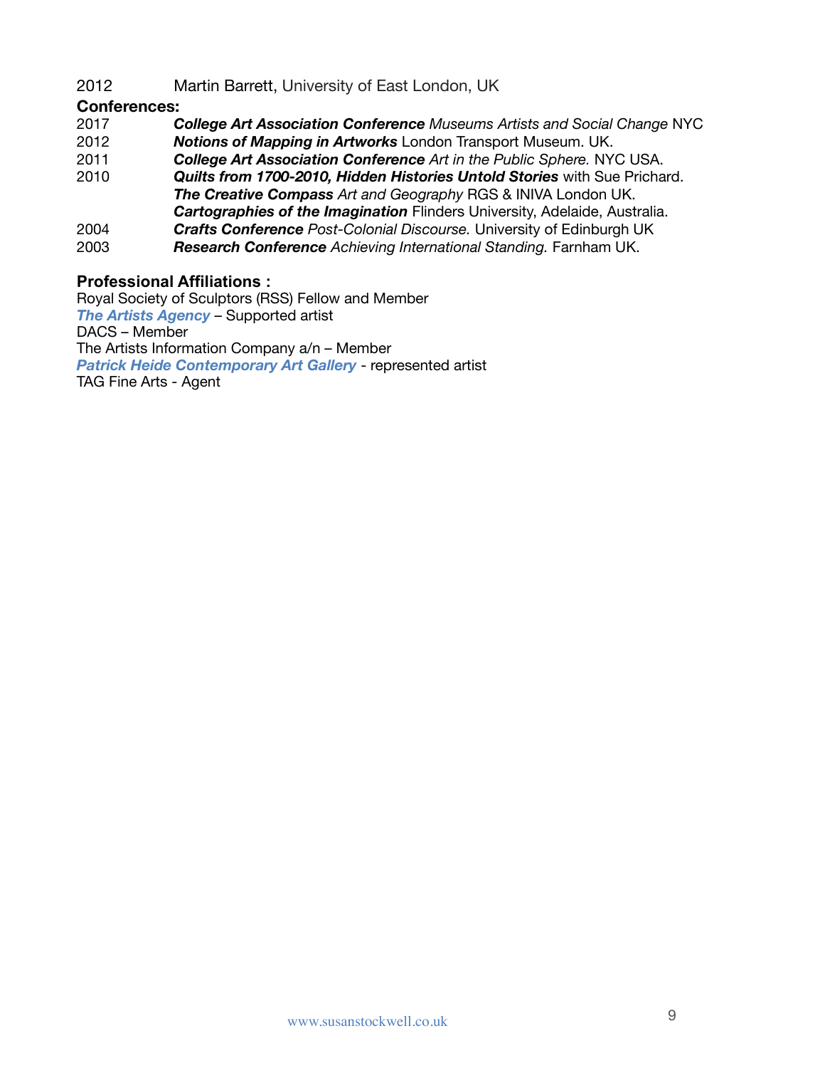2012 Martin Barrett, University of East London, UK

**Conferences:**

2017 ***College Art Association Conference*** *Museums Artists and Social Change* NYC
2012 ***Notions of Mapping in Artworks*** London Transport Museum. UK.
2011 ***College Art Association Conference*** *Art in the Public Sphere.* NYC USA.
2010 ***Quilts from 1700-2010, Hidden Histories Untold Stories*** with Sue Prichard.
***The Creative Compass*** *Art and Geography* RGS & INIVA London UK.
***Cartographies of the Imagination*** Flinders University, Adelaide, Australia.
2004 ***Crafts Conference*** *Post-Colonial Discourse.* University of Edinburgh UK
2003 ***Research Conference*** *Achieving International Standing.* Farnham UK.

**Professional Affiliations :**

Royal Society of Sculptors (RSS) Fellow and Member
***The Artists Agency*** – Supported artist
DACS – Member
The Artists Information Company a/n – Member
***Patrick Heide Contemporary Art Gallery*** - represented artist
TAG Fine Arts - Agent

www.susanstockwell.co.uk